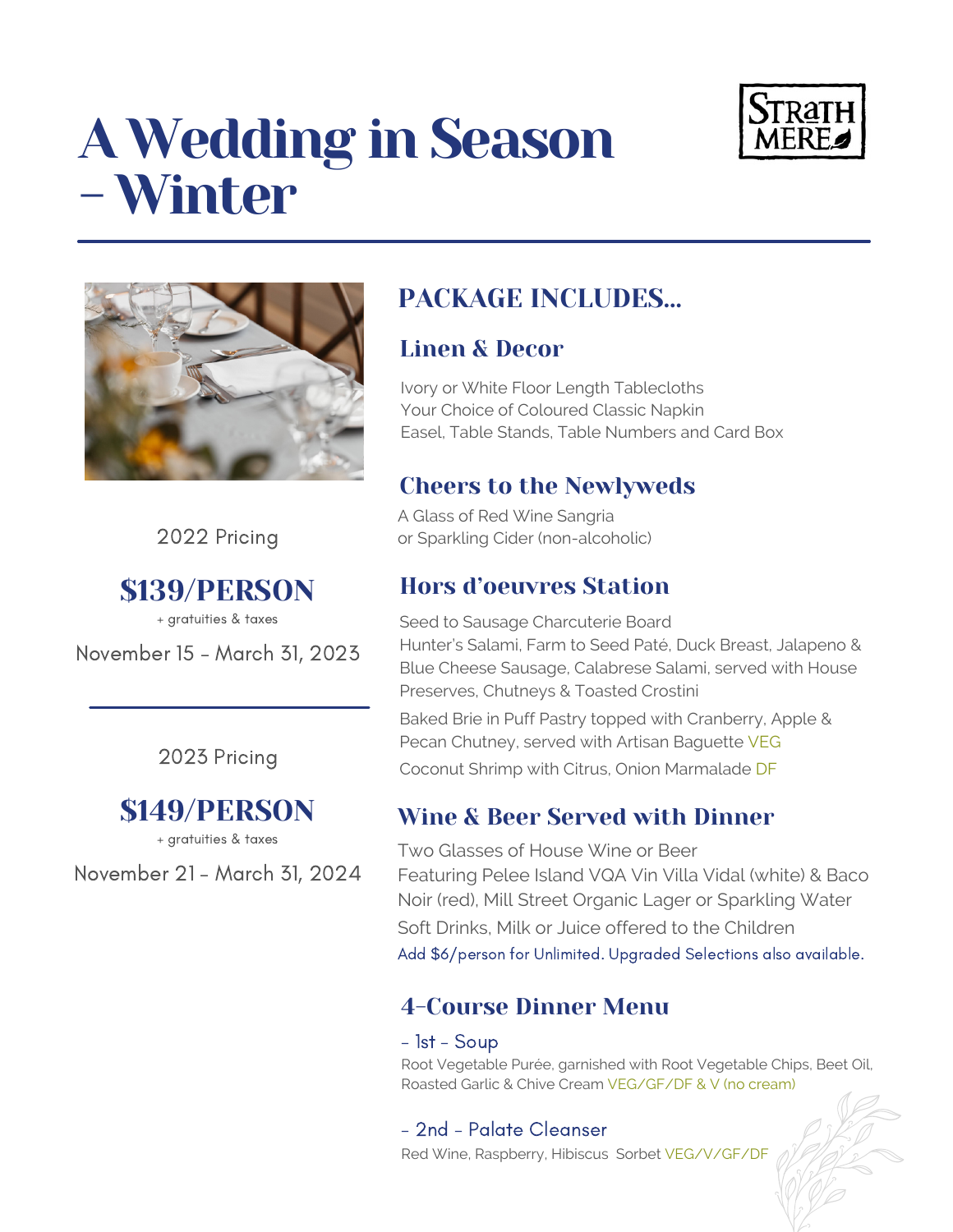# A Wedding in Season – Winter

STRATH MERE

2022 Pricing

## $139/PERSON

+ gratuities & taxes

November 15 - March 31, 2023

2023 Pricing

## $149/PERSON

+ gratuities & taxes

November 21 - March 31, 2024

## PACKAGE INCLUDES...

### Linen & Decor

Ivory or White Floor Length Tablecloths
Your Choice of Coloured Classic Napkin
Easel, Table Stands, Table Numbers and Card Box

### Cheers to the Newlyweds

A Glass of Red Wine Sangria
or Sparkling Cider (non-alcoholic)

### Hors d'oeuvres Station

Seed to Sausage Charcuterie Board
Hunter's Salami, Farm to Seed Paté, Duck Breast, Jalapeno & Blue Cheese Sausage, Calabrese Salami, served with House Preserves, Chutneys & Toasted Crostini

Baked Brie in Puff Pastry topped with Cranberry, Apple & Pecan Chutney, served with Artisan Baguette VEG

Coconut Shrimp with Citrus, Onion Marmalade DF

### Wine & Beer Served with Dinner

Two Glasses of House Wine or Beer
Featuring Pelee Island VQA Vin Villa Vidal (white) & Baco Noir (red), Mill Street Organic Lager or Sparkling Water
Soft Drinks, Milk or Juice offered to the Children
Add $6/person for Unlimited. Upgraded Selections also available.

### 4-Course Dinner Menu

- 1st - Soup

Root Vegetable Purée, garnished with Root Vegetable Chips, Beet Oil, Roasted Garlic & Chive Cream VEG/GF/DF & V (no cream)

- 2nd - Palate Cleanser

Red Wine, Raspberry, Hibiscus Sorbet VEG/V/GF/DF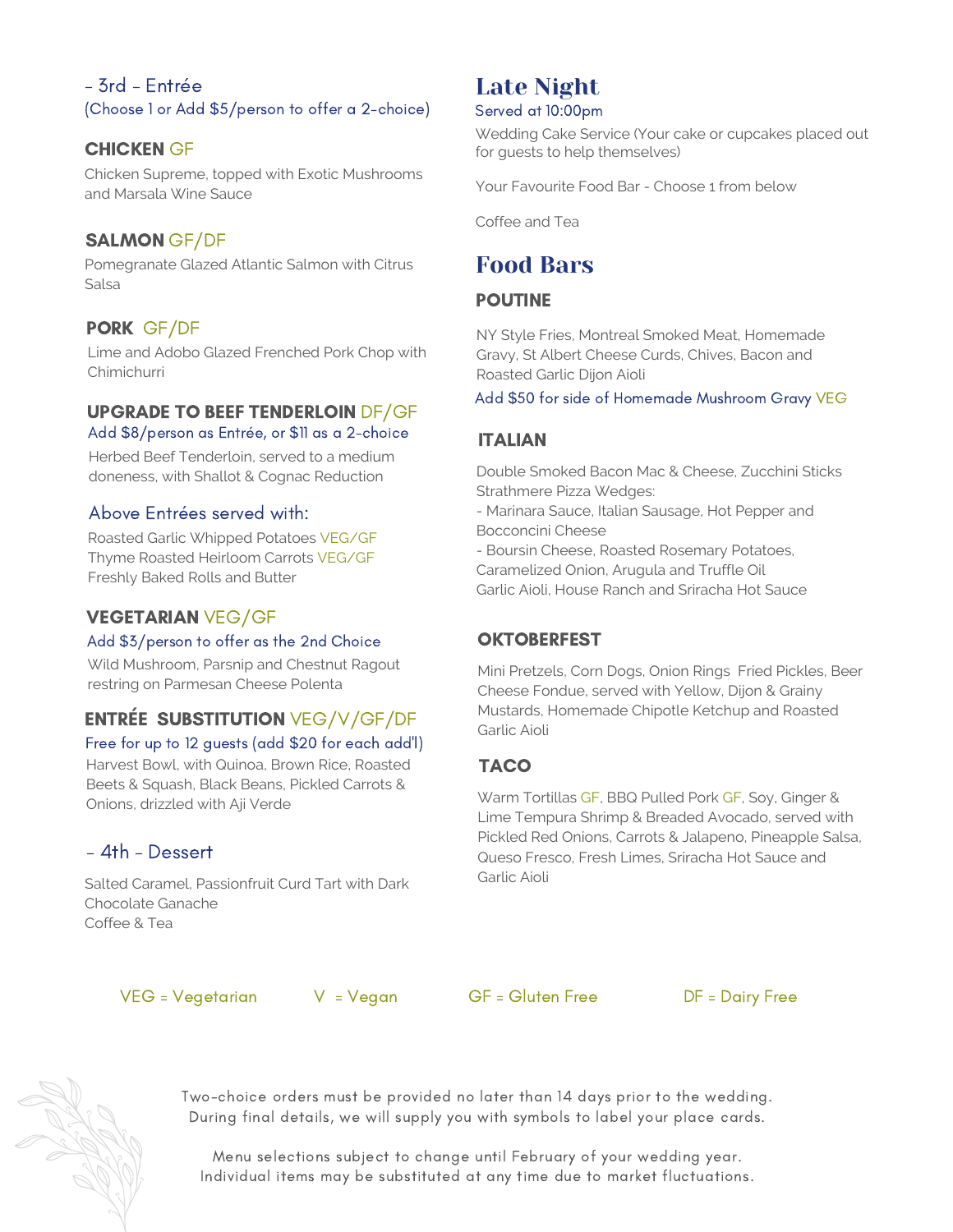## - 3rd - Entrée

(Choose 1 or Add $5/person to offer a 2-choice)

### CHICKEN GF

Chicken Supreme, topped with Exotic Mushrooms and Marsala Wine Sauce

### SALMON GF/DF

Pomegranate Glazed Atlantic Salmon with Citrus Salsa

### PORK GF/DF

Lime and Adobo Glazed Frenched Pork Chop with Chimichurri

### UPGRADE TO BEEF TENDERLOIN DF/GF

Add $8/person as Entrée, or $11 as a 2-choice

Herbed Beef Tenderloin, served to a medium doneness, with Shallot & Cognac Reduction

### Above Entrées served with:

Roasted Garlic Whipped Potatoes VEG/GF
Thyme Roasted Heirloom Carrots VEG/GF
Freshly Baked Rolls and Butter

### VEGETARIAN VEG/GF

Add $3/person to offer as the 2nd Choice

Wild Mushroom, Parsnip and Chestnut Ragout restring on Parmesan Cheese Polenta

### ENTRÉE SUBSTITUTION VEG/V/GF/DF

Free for up to 12 guests (add $20 for each add'l)

Harvest Bowl, with Quinoa, Brown Rice, Roasted Beets & Squash, Black Beans, Pickled Carrots & Onions, drizzled with Aji Verde

## - 4th - Dessert

Salted Caramel, Passionfruit Curd Tart with Dark Chocolate Ganache
Coffee & Tea

## Late Night

Served at 10:00pm

Wedding Cake Service (Your cake or cupcakes placed out for guests to help themselves)

Your Favourite Food Bar - Choose 1 from below

Coffee and Tea

## Food Bars

### POUTINE

NY Style Fries, Montreal Smoked Meat, Homemade Gravy, St Albert Cheese Curds, Chives, Bacon and Roasted Garlic Dijon Aioli

Add $50 for side of Homemade Mushroom Gravy VEG

### ITALIAN

Double Smoked Bacon Mac & Cheese, Zucchini Sticks
Strathmere Pizza Wedges:
- Marinara Sauce, Italian Sausage, Hot Pepper and Bocconcini Cheese
- Boursin Cheese, Roasted Rosemary Potatoes, Caramelized Onion, Arugula and Truffle Oil
Garlic Aioli, House Ranch and Sriracha Hot Sauce

### OKTOBERFEST

Mini Pretzels, Corn Dogs, Onion Rings Fried Pickles, Beer Cheese Fondue, served with Yellow, Dijon & Grainy Mustards, Homemade Chipotle Ketchup and Roasted Garlic Aioli

### TACO

Warm Tortillas GF, BBQ Pulled Pork GF, Soy, Ginger & Lime Tempura Shrimp & Breaded Avocado, served with Pickled Red Onions, Carrots & Jalapeno, Pineapple Salsa, Queso Fresco, Fresh Limes, Sriracha Hot Sauce and Garlic Aioli

VEG = Vegetarian    V = Vegan    GF = Gluten Free    DF = Dairy Free

Two-choice orders must be provided no later than 14 days prior to the wedding.
During final details, we will supply you with symbols to label your place cards.

Menu selections subject to change until February of your wedding year.
Individual items may be substituted at any time due to market fluctuations.